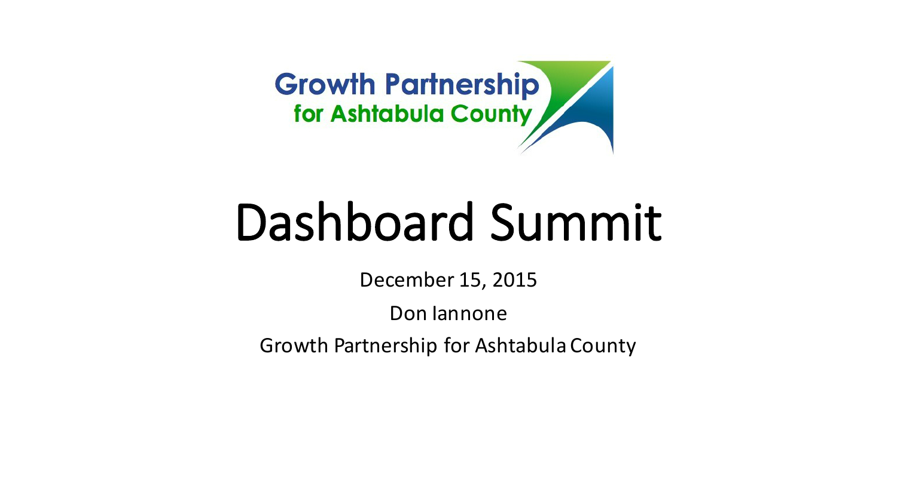Growth Partnership for Ashtabula County

# Dashboard Summit

December 15, 2015

Don Iannone

Growth Partnership for Ashtabula County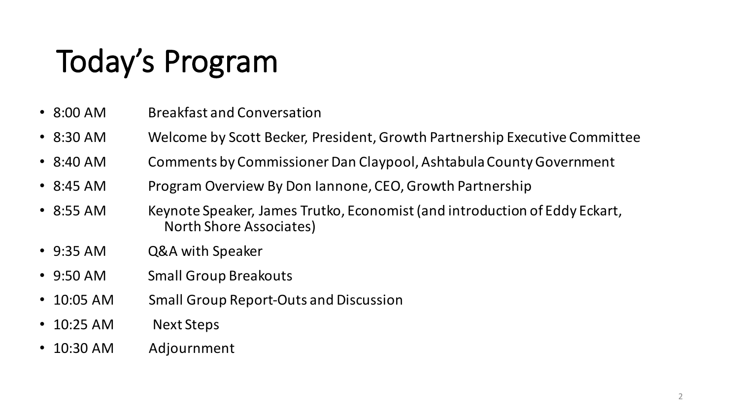# Today's Program

- 8:00 AM Breakfast and Conversation
- 8:30 AM Welcome by Scott Becker, President, Growth Partnership Executive Committee
- 8:40 AM Comments by Commissioner Dan Claypool, Ashtabula County Government
- 8:45 AM Program Overview By Don Iannone, CEO, Growth Partnership
- 8:55 AM Keynote Speaker, James Trutko, Economist (and introduction of Eddy Eckart, North Shore Associates)
- 9:35 AM Q&A with Speaker
- 9:50 AM Small Group Breakouts
- 10:05 AM Small Group Report-Outs and Discussion
- 10:25 AM Next Steps
- 10:30 AM Adjournment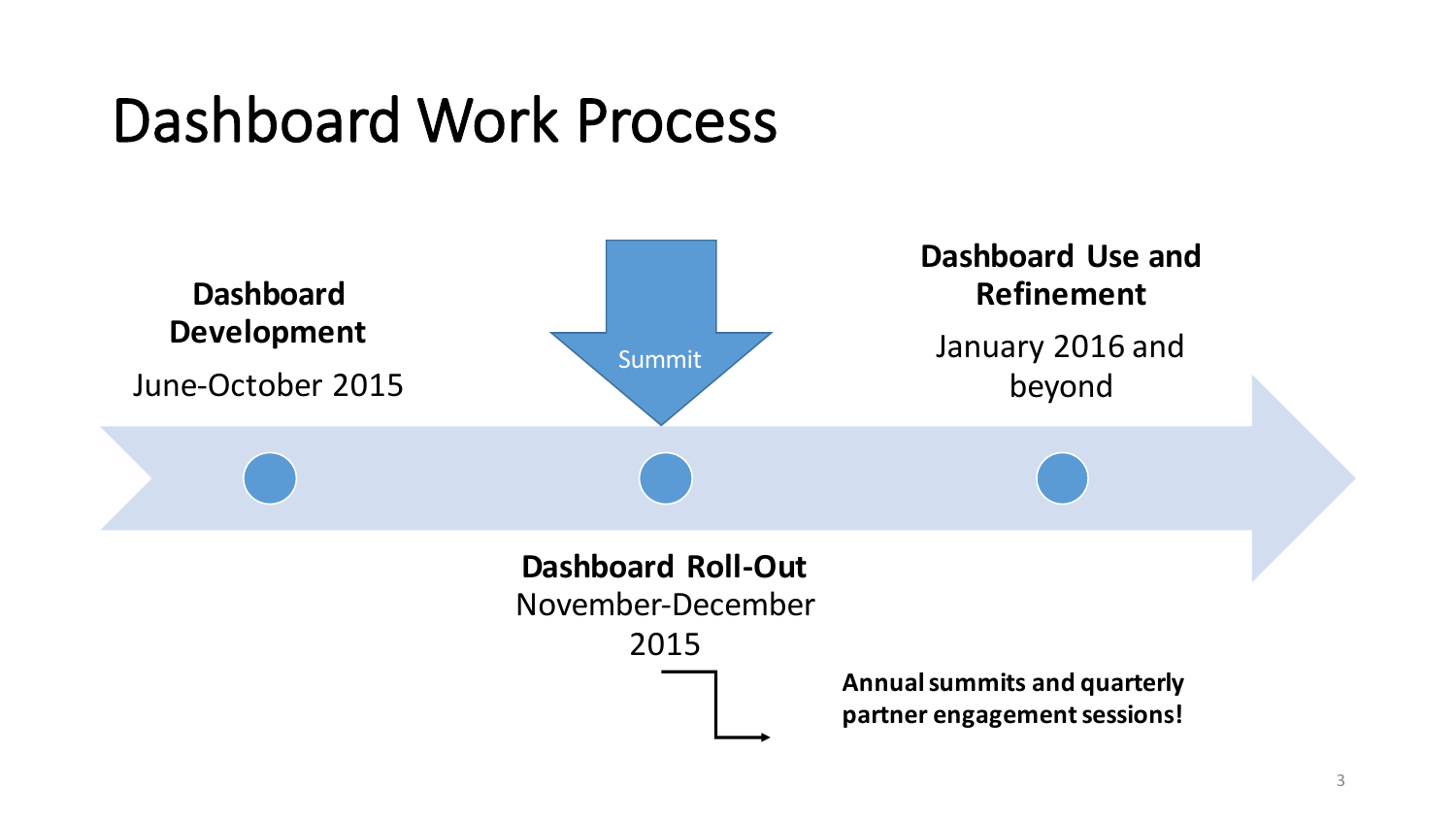# Dashboard Work Process

**Dashboard Development**

June-October 2015

Summit

**Dashboard Roll-Out**

November-December 2015

**Dashboard Use and Refinement**

January 2016 and beyond

**Annual summits and quarterly partner engagement sessions!**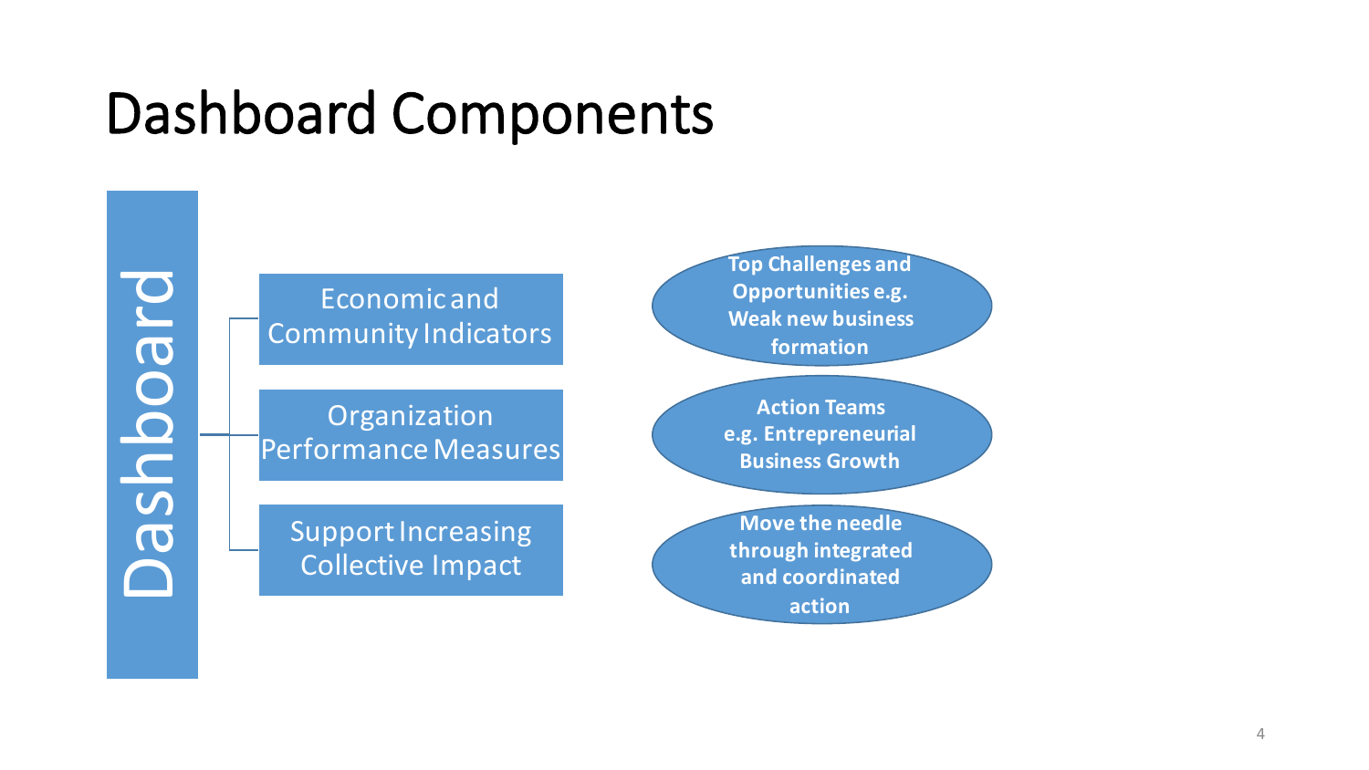# Dashboard Components

**Dashboard**

- Economic and Community Indicators
- Organization Performance Measures
- Support Increasing Collective Impact

**Top Challenges and Opportunities e.g. Weak new business formation**

**Action Teams e.g. Entrepreneurial Business Growth**

**Move the needle through integrated and coordinated action**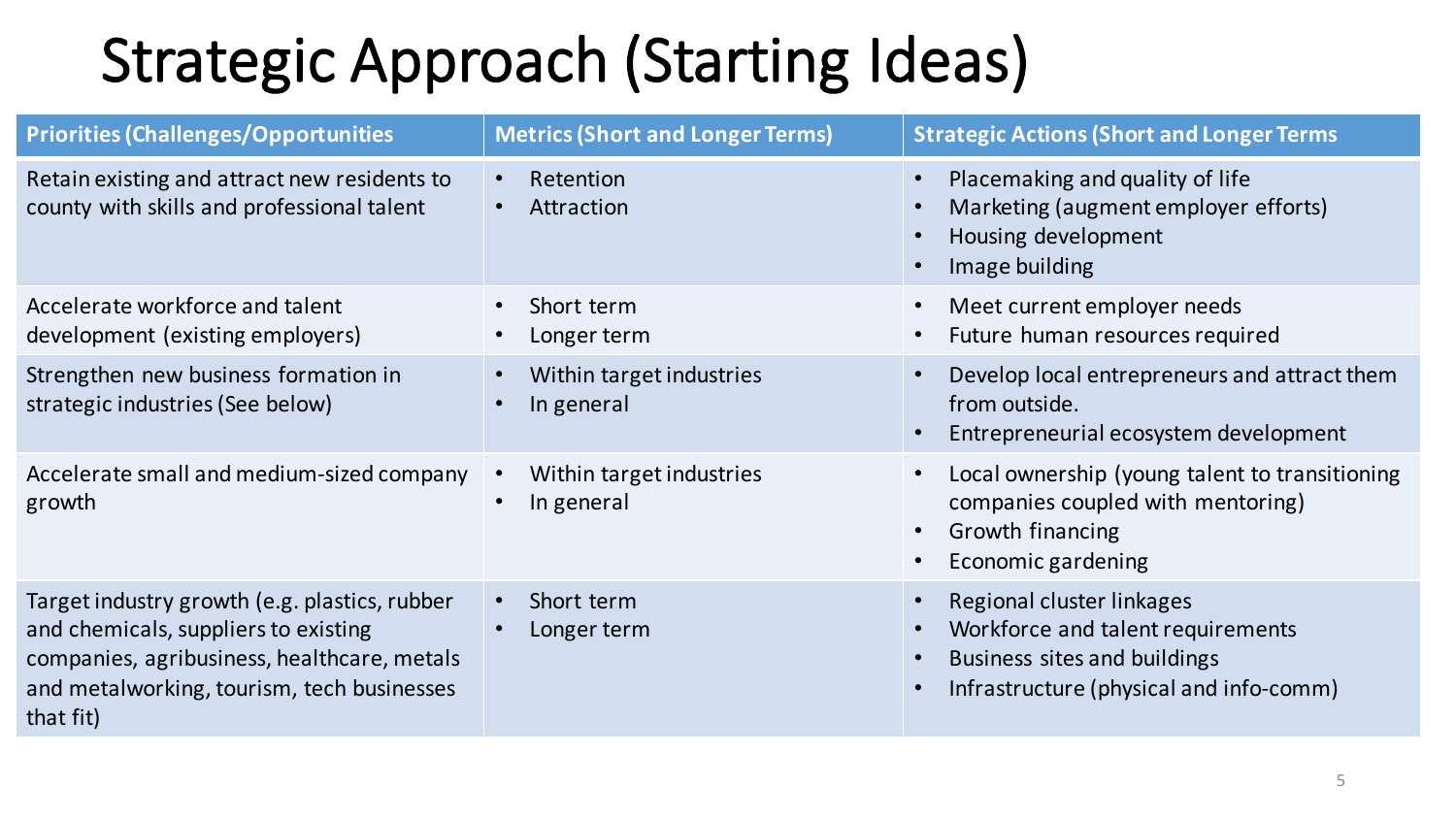# Strategic Approach (Starting Ideas)

| Priorities (Challenges/Opportunities | Metrics (Short and Longer Terms) | Strategic Actions (Short and Longer Terms |
|---|---|---|
| Retain existing and attract new residents to county with skills and professional talent | • Retention<br>• Attraction | • Placemaking and quality of life<br>• Marketing (augment employer efforts)<br>• Housing development<br>• Image building |
| Accelerate workforce and talent development (existing employers) | • Short term<br>• Longer term | • Meet current employer needs<br>• Future human resources required |
| Strengthen new business formation in strategic industries (See below) | • Within target industries<br>• In general | • Develop local entrepreneurs and attract them from outside.<br>• Entrepreneurial ecosystem development |
| Accelerate small and medium-sized company growth | • Within target industries<br>• In general | • Local ownership (young talent to transitioning companies coupled with mentoring)<br>• Growth financing<br>• Economic gardening |
| Target industry growth (e.g. plastics, rubber and chemicals, suppliers to existing companies, agribusiness, healthcare, metals and metalworking, tourism, tech businesses that fit) | • Short term<br>• Longer term | • Regional cluster linkages<br>• Workforce and talent requirements<br>• Business sites and buildings<br>• Infrastructure (physical and info-comm) |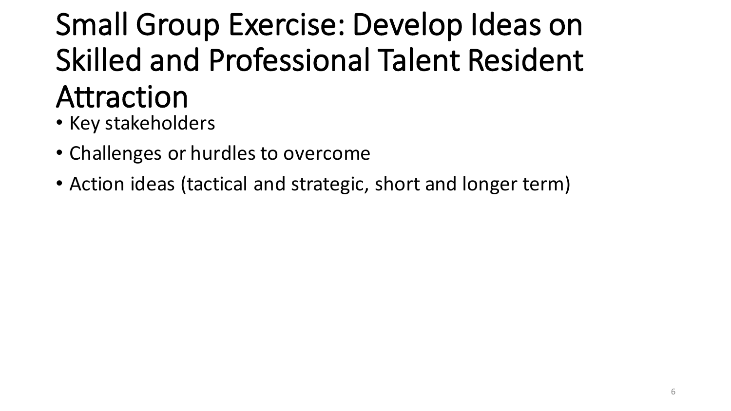# Small Group Exercise: Develop Ideas on Skilled and Professional Talent Resident Attraction

- Key stakeholders
- Challenges or hurdles to overcome
- Action ideas (tactical and strategic, short and longer term)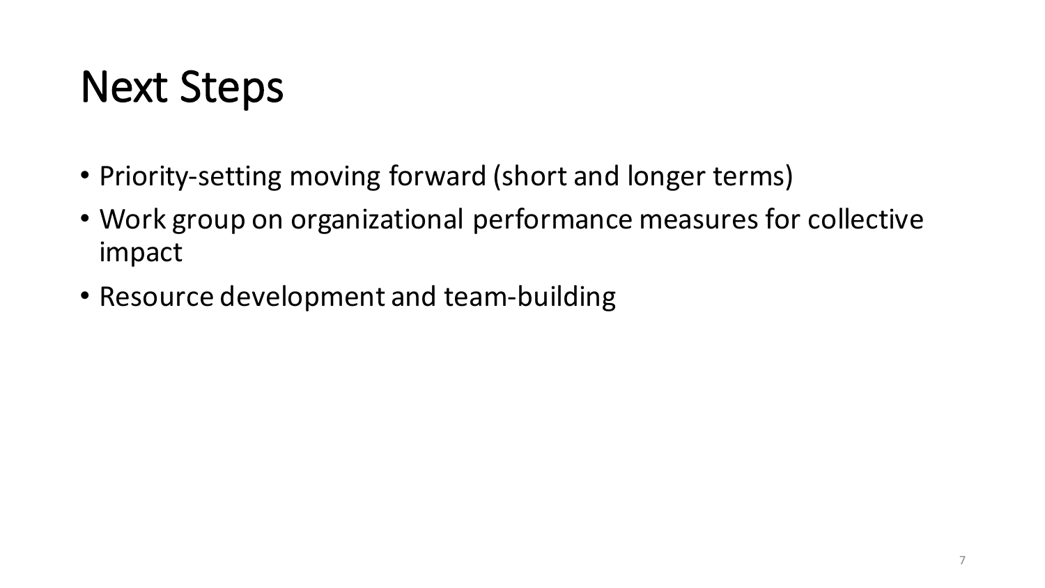# Next Steps

- Priority-setting moving forward (short and longer terms)
- Work group on organizational performance measures for collective impact
- Resource development and team-building